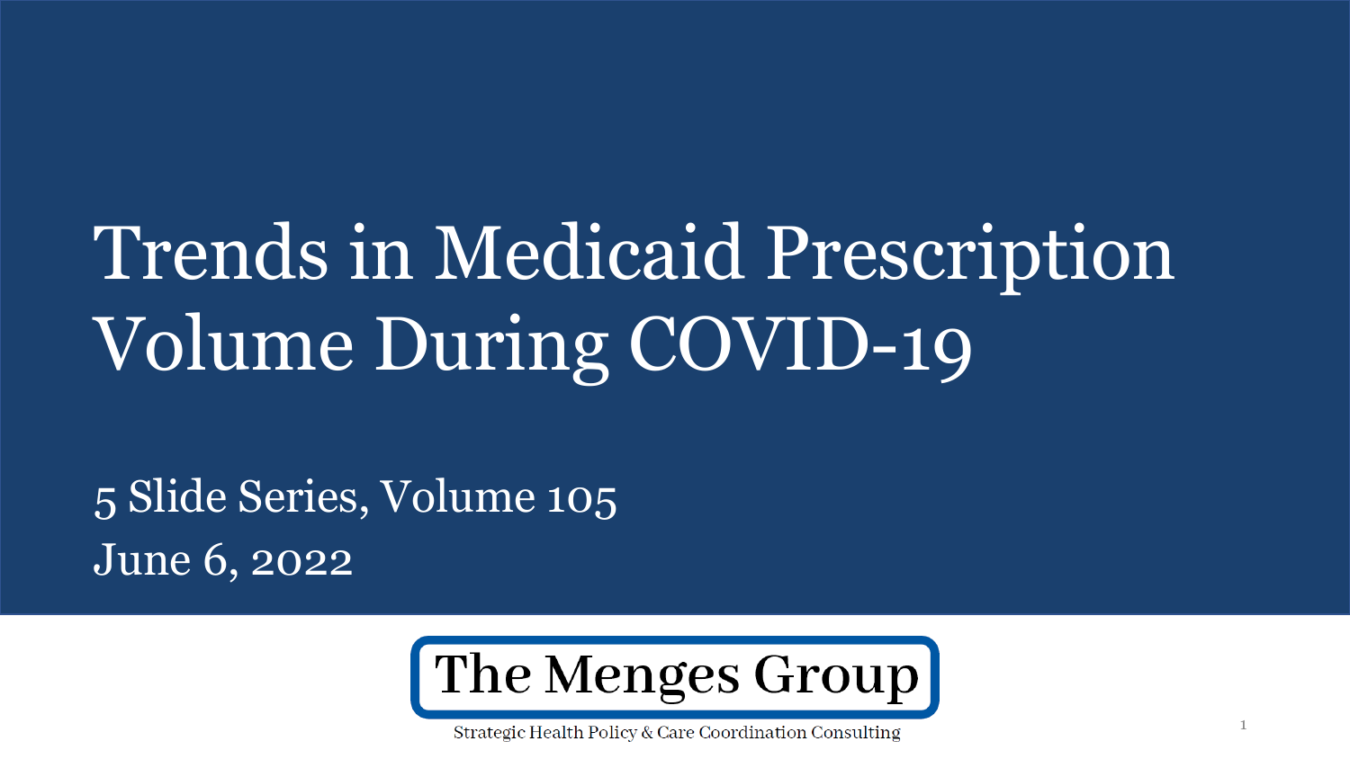# Trends in Medicaid Prescription Volume During COVID-19

5 Slide Series, Volume 105

June 6, 2022

**The Menges Group**

Strategic Health Policy & Care Coordination Consulting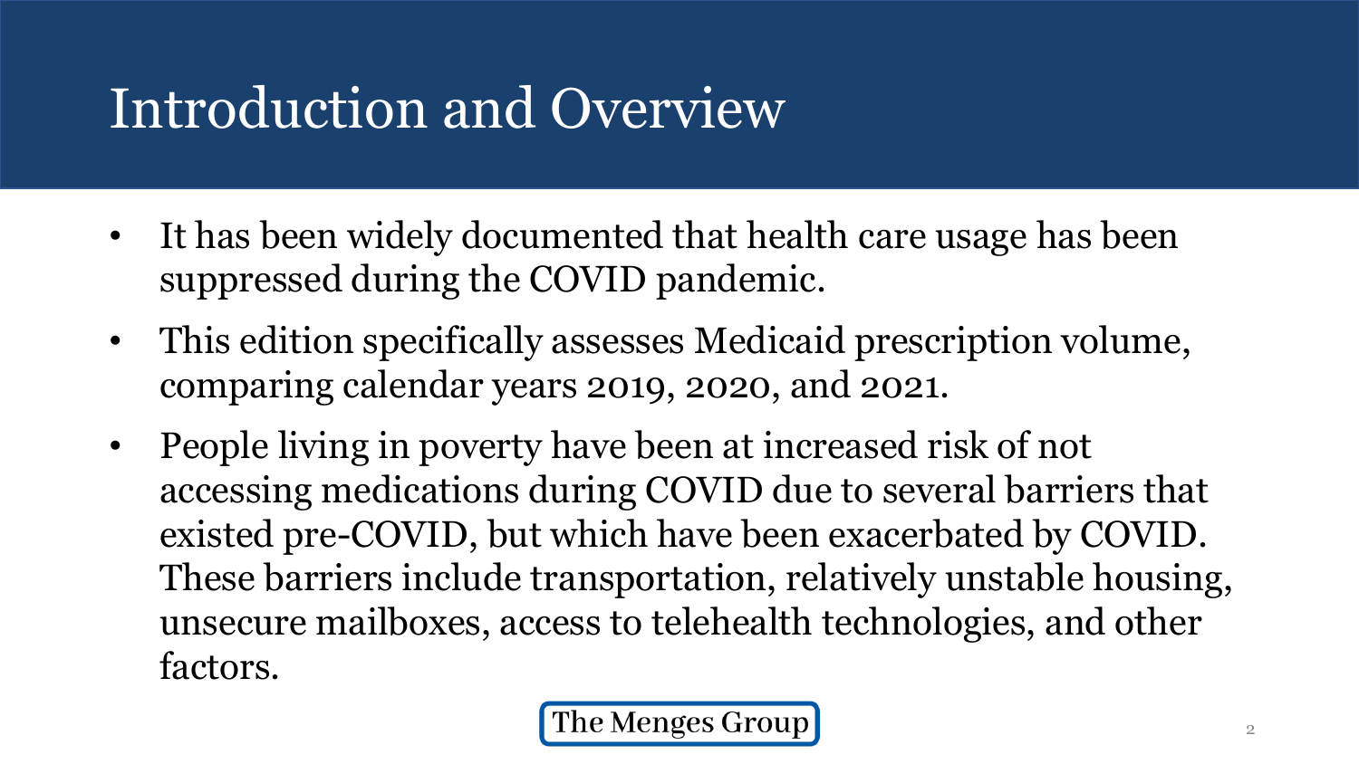# Introduction and Overview

- It has been widely documented that health care usage has been suppressed during the COVID pandemic.
- This edition specifically assesses Medicaid prescription volume, comparing calendar years 2019, 2020, and 2021.
- People living in poverty have been at increased risk of not accessing medications during COVID due to several barriers that existed pre-COVID, but which have been exacerbated by COVID. These barriers include transportation, relatively unstable housing, unsecure mailboxes, access to telehealth technologies, and other factors.

The Menges Group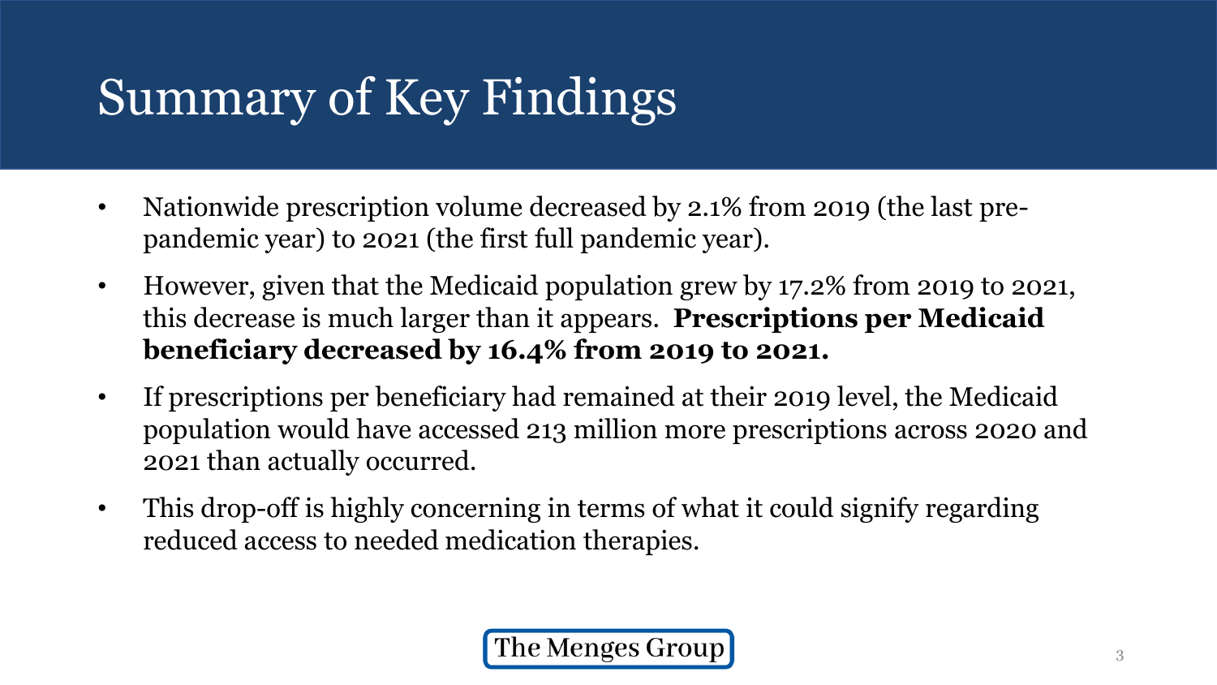# Summary of Key Findings

- Nationwide prescription volume decreased by 2.1% from 2019 (the last pre-pandemic year) to 2021 (the first full pandemic year).
- However, given that the Medicaid population grew by 17.2% from 2019 to 2021, this decrease is much larger than it appears. **Prescriptions per Medicaid beneficiary decreased by 16.4% from 2019 to 2021.**
- If prescriptions per beneficiary had remained at their 2019 level, the Medicaid population would have accessed 213 million more prescriptions across 2020 and 2021 than actually occurred.
- This drop-off is highly concerning in terms of what it could signify regarding reduced access to needed medication therapies.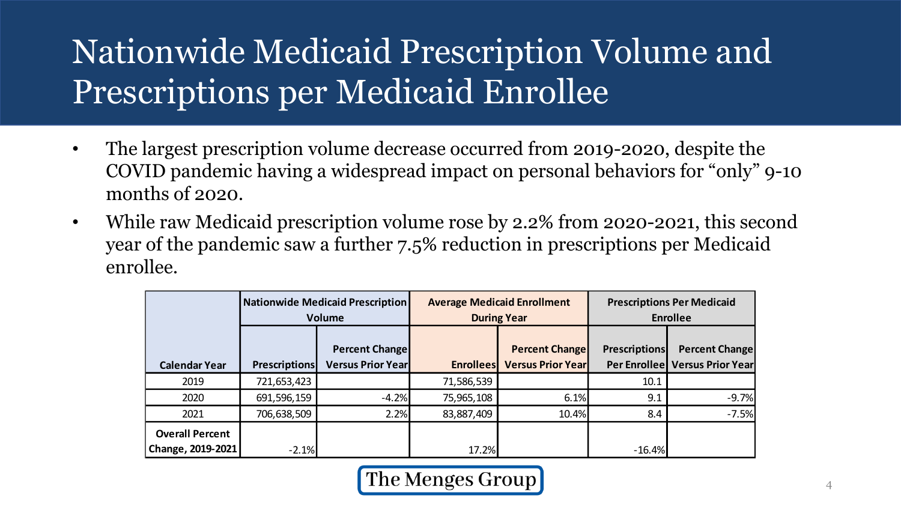# Nationwide Medicaid Prescription Volume and Prescriptions per Medicaid Enrollee

- The largest prescription volume decrease occurred from 2019-2020, despite the COVID pandemic having a widespread impact on personal behaviors for "only" 9-10 months of 2020.
- While raw Medicaid prescription volume rose by 2.2% from 2020-2021, this second year of the pandemic saw a further 7.5% reduction in prescriptions per Medicaid enrollee.

| | Nationwide Medicaid Prescription Volume | | Average Medicaid Enrollment During Year | | Prescriptions Per Medicaid Enrollee | |
|---|---|---|---|---|---|---|
| **Calendar Year** | **Prescriptions** | **Percent Change Versus Prior Year** | **Enrollees** | **Percent Change Versus Prior Year** | **Prescriptions Per Enrollee** | **Percent Change Versus Prior Year** |
| 2019 | 721,653,423 | | 71,586,539 | | 10.1 | |
| 2020 | 691,596,159 | -4.2% | 75,965,108 | 6.1% | 9.1 | -9.7% |
| 2021 | 706,638,509 | 2.2% | 83,887,409 | 10.4% | 8.4 | -7.5% |
| **Overall Percent Change, 2019-2021** | -2.1% | | 17.2% | | -16.4% | |

The Menges Group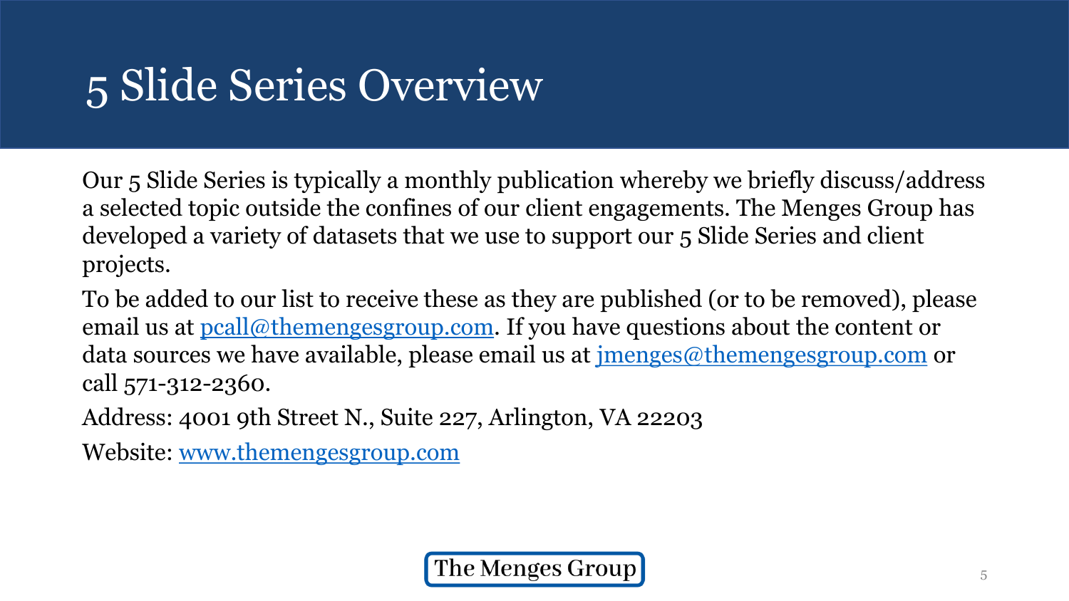# 5 Slide Series Overview

Our 5 Slide Series is typically a monthly publication whereby we briefly discuss/address a selected topic outside the confines of our client engagements. The Menges Group has developed a variety of datasets that we use to support our 5 Slide Series and client projects.

To be added to our list to receive these as they are published (or to be removed), please email us at pcall@themengesgroup.com. If you have questions about the content or data sources we have available, please email us at jmenges@themengesgroup.com or call 571-312-2360.

Address: 4001 9th Street N., Suite 227, Arlington, VA 22203

Website: www.themengesgroup.com

The Menges Group